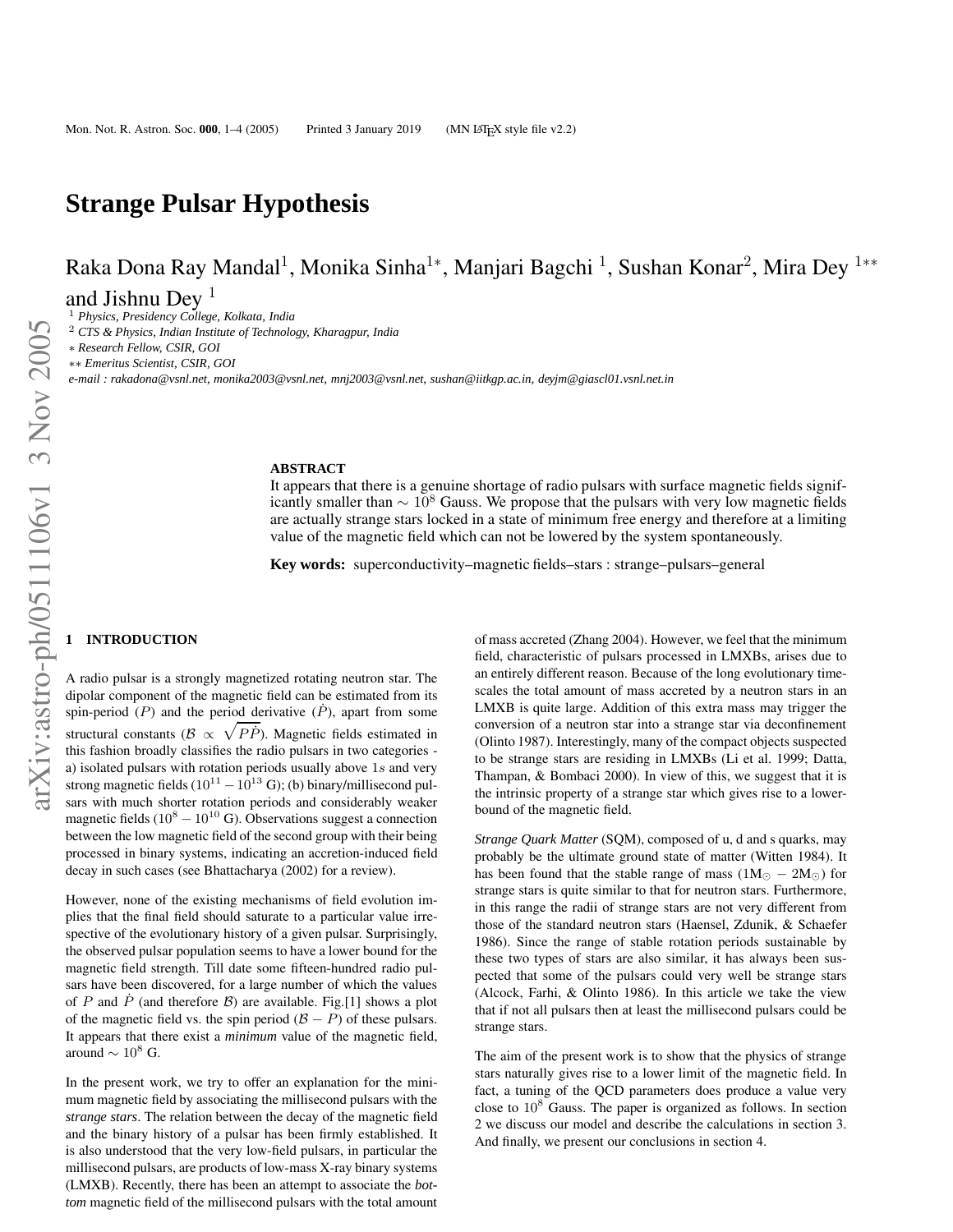# Strange Pulsar Hypothesis

Raka Dona Ray Mandal[1], Monika Sinha[1*], Manjari Bagchi [1], Sushan Konar[2], Mira Dey [1**] and Jishnu Dey [1]

[1] *Physics, Presidency College, Kolkata, India*

[2] *CTS & Physics, Indian Institute of Technology, Kharagpur, India*

∗ *Research Fellow, CSIR, GOI*

∗∗ *Emeritus Scientist, CSIR, GOI*

*e-mail : rakadona@vsnl.net, monika2003@vsnl.net, mnj2003@vsnl.net, sushan@iitkgp.ac.in, deyjm@giascl01.vsnl.net.in*

**ABSTRACT**

It appears that there is a genuine shortage of radio pulsars with surface magnetic fields significantly smaller than $\sim 10^8$ Gauss. We propose that the pulsars with very low magnetic fields are actually strange stars locked in a state of minimum free energy and therefore at a limiting value of the magnetic field which can not be lowered by the system spontaneously.

**Key words:** superconductivity–magnetic fields–stars : strange–pulsars–general

## 1 INTRODUCTION

A radio pulsar is a strongly magnetized rotating neutron star. The dipolar component of the magnetic field can be estimated from its spin-period ($P$) and the period derivative ($\dot{P}$), apart from some structural constants ($\mathcal{B} \propto \sqrt{P\dot{P}}$). Magnetic fields estimated in this fashion broadly classifies the radio pulsars in two categories - a) isolated pulsars with rotation periods usually above $1s$ and very strong magnetic fields ($10^{11} - 10^{13}$ G); (b) binary/millisecond pulsars with much shorter rotation periods and considerably weaker magnetic fields ($10^8 - 10^{10}$ G). Observations suggest a connection between the low magnetic field of the second group with their being processed in binary systems, indicating an accretion-induced field decay in such cases (see Bhattacharya (2002) for a review).

However, none of the existing mechanisms of field evolution implies that the final field should saturate to a particular value irrespective of the evolutionary history of a given pulsar. Surprisingly, the observed pulsar population seems to have a lower bound for the magnetic field strength. Till date some fifteen-hundred radio pulsars have been discovered, for a large number of which the values of $P$ and $\dot{P}$ (and therefore $\mathcal{B}$) are available. Fig.[1] shows a plot of the magnetic field vs. the spin period ($\mathcal{B} - P$) of these pulsars. It appears that there exist a *minimum* value of the magnetic field, around $\sim 10^8$ G.

In the present work, we try to offer an explanation for the minimum magnetic field by associating the millisecond pulsars with the *strange stars*. The relation between the decay of the magnetic field and the binary history of a pulsar has been firmly established. It is also understood that the very low-field pulsars, in particular the millisecond pulsars, are products of low-mass X-ray binary systems (LMXB). Recently, there has been an attempt to associate the *bottom* magnetic field of the millisecond pulsars with the total amount of mass accreted (Zhang 2004). However, we feel that the minimum field, characteristic of pulsars processed in LMXBs, arises due to an entirely different reason. Because of the long evolutionary timescales the total amount of mass accreted by a neutron stars in an LMXB is quite large. Addition of this extra mass may trigger the conversion of a neutron star into a strange star via deconfinement (Olinto 1987). Interestingly, many of the compact objects suspected to be strange stars are residing in LMXBs (Li et al. 1999; Datta, Thampan, & Bombaci 2000). In view of this, we suggest that it is the intrinsic property of a strange star which gives rise to a lower-bound of the magnetic field.

*Strange Quark Matter* (SQM), composed of u, d and s quarks, may probably be the ultimate ground state of matter (Witten 1984). It has been found that the stable range of mass ($1\mathrm{M}_\odot - 2\mathrm{M}_\odot$) for strange stars is quite similar to that for neutron stars. Furthermore, in this range the radii of strange stars are not very different from those of the standard neutron stars (Haensel, Zdunik, & Schaefer 1986). Since the range of stable rotation periods sustainable by these two types of stars are also similar, it has always been suspected that some of the pulsars could very well be strange stars (Alcock, Farhi, & Olinto 1986). In this article we take the view that if not all pulsars then at least the millisecond pulsars could be strange stars.

The aim of the present work is to show that the physics of strange stars naturally gives rise to a lower limit of the magnetic field. In fact, a tuning of the QCD parameters does produce a value very close to $10^8$ Gauss. The paper is organized as follows. In section 2 we discuss our model and describe the calculations in section 3. And finally, we present our conclusions in section 4.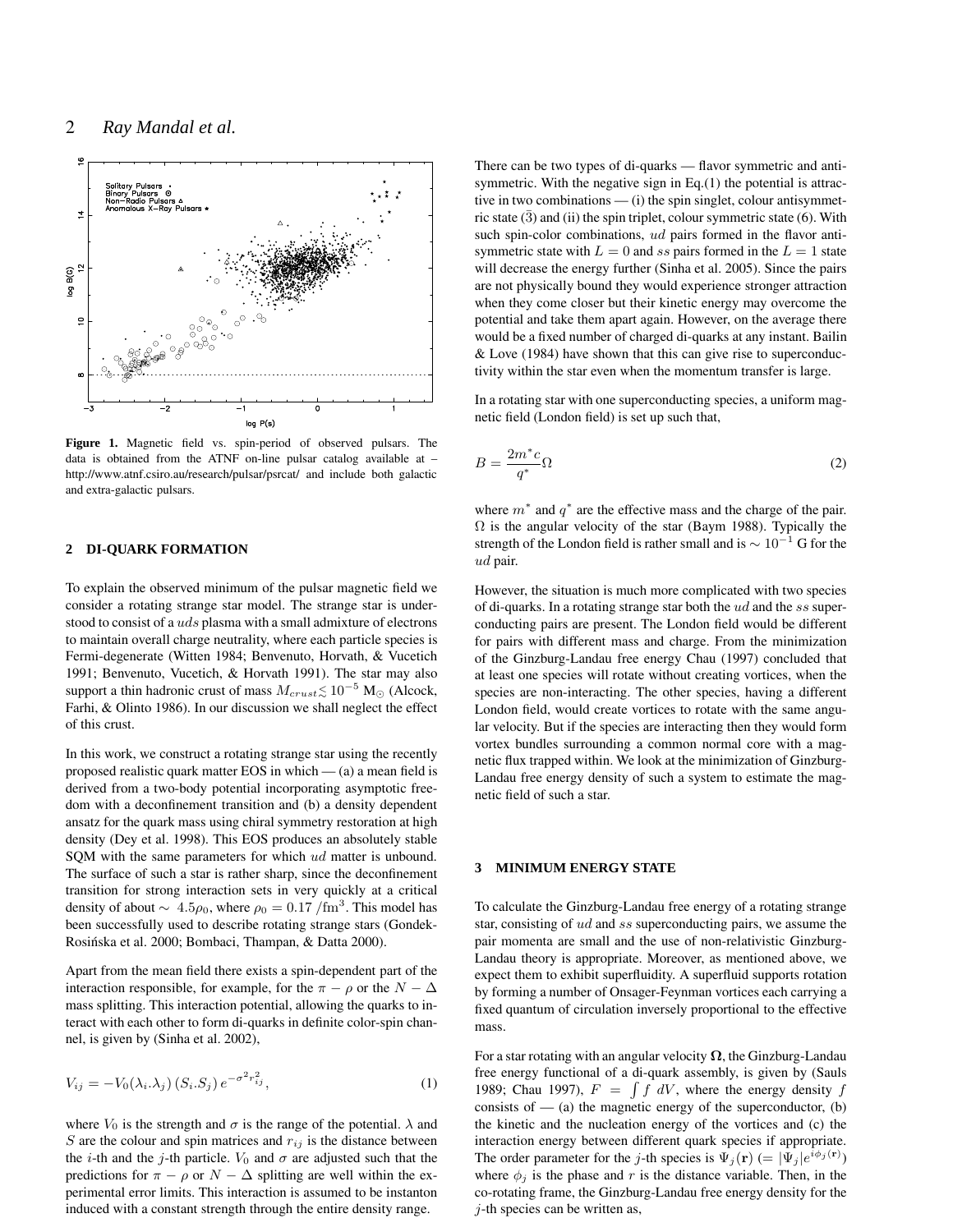Solitary Pulsars
Binary Pulsars
Non-Radio Pulsars
Anomalous X-Ray Pulsars

log B(G)

16
14
12
10
8

log P(s)

−3
−2
−1
0
1

**Figure 1.** Magnetic field vs. spin-period of observed pulsars. The data is obtained from the ATNF on-line pulsar catalog available at – http://www.atnf.csiro.au/research/pulsar/psrcat/ and include both galactic and extra-galactic pulsars.

## 2 DI-QUARK FORMATION

To explain the observed minimum of the pulsar magnetic field we consider a rotating strange star model. The strange star is understood to consist of a $uds$ plasma with a small admixture of electrons to maintain overall charge neutrality, where each particle species is Fermi-degenerate (Witten 1984; Benvenuto, Horvath, & Vucetich 1991; Benvenuto, Vucetich, & Horvath 1991). The star may also support a thin hadronic crust of mass $M_{crust} \lesssim 10^{-5}$ M$_\odot$ (Alcock, Farhi, & Olinto 1986). In our discussion we shall neglect the effect of this crust.

In this work, we construct a rotating strange star using the recently proposed realistic quark matter EOS in which — (a) a mean field is derived from a two-body potential incorporating asymptotic freedom with a deconfinement transition and (b) a density dependent ansatz for the quark mass using chiral symmetry restoration at high density (Dey et al. 1998). This EOS produces an absolutely stable SQM with the same parameters for which $ud$ matter is unbound. The surface of such a star is rather sharp, since the deconfinement transition for strong interaction sets in very quickly at a critical density of about $\sim 4.5\rho_0$, where $\rho_0 = 0.17\ /\mathrm{fm}^3$. This model has been successfully used to describe rotating strange stars (Gondek-Rosińska et al. 2000; Bombaci, Thampan, & Datta 2000).

Apart from the mean field there exists a spin-dependent part of the interaction responsible, for example, for the $\pi - \rho$ or the $N - \Delta$ mass splitting. This interaction potential, allowing the quarks to interact with each other to form di-quarks in definite color-spin channel, is given by (Sinha et al. 2002),

$$V_{ij} = -V_0(\lambda_i.\lambda_j)\,(S_i.S_j)\,e^{-\sigma^2 r_{ij}^2}, \tag{1}$$

where $V_0$ is the strength and $\sigma$ is the range of the potential. $\lambda$ and $S$ are the colour and spin matrices and $r_{ij}$ is the distance between the $i$-th and the $j$-th particle. $V_0$ and $\sigma$ are adjusted such that the predictions for $\pi - \rho$ or $N - \Delta$ splitting are well within the experimental error limits. This interaction is assumed to be instanton induced with a constant strength through the entire density range.

There can be two types of di-quarks — flavor symmetric and anti-symmetric. With the negative sign in Eq.(1) the potential is attractive in two combinations — (i) the spin singlet, colour antisymmetric state ($\bar{3}$) and (ii) the spin triplet, colour symmetric state (6). With such spin-color combinations, $ud$ pairs formed in the flavor anti-symmetric state with $L = 0$ and $ss$ pairs formed in the $L = 1$ state will decrease the energy further (Sinha et al. 2005). Since the pairs are not physically bound they would experience stronger attraction when they come closer but their kinetic energy may overcome the potential and take them apart again. However, on the average there would be a fixed number of charged di-quarks at any instant. Bailin & Love (1984) have shown that this can give rise to superconductivity within the star even when the momentum transfer is large.

In a rotating star with one superconducting species, a uniform magnetic field (London field) is set up such that,

$$B = \frac{2m^* c}{q^*}\Omega \tag{2}$$

where $m^*$ and $q^*$ are the effective mass and the charge of the pair. $\Omega$ is the angular velocity of the star (Baym 1988). Typically the strength of the London field is rather small and is $\sim 10^{-1}$ G for the $ud$ pair.

However, the situation is much more complicated with two species of di-quarks. In a rotating strange star both the $ud$ and the $ss$ superconducting pairs are present. The London field would be different for pairs with different mass and charge. From the minimization of the Ginzburg-Landau free energy Chau (1997) concluded that at least one species will rotate without creating vortices, when the species are non-interacting. The other species, having a different London field, would create vortices to rotate with the same angular velocity. But if the species are interacting then they would form vortex bundles surrounding a common normal core with a magnetic flux trapped within. We look at the minimization of Ginzburg-Landau free energy density of such a system to estimate the magnetic field of such a star.

## 3 MINIMUM ENERGY STATE

To calculate the Ginzburg-Landau free energy of a rotating strange star, consisting of $ud$ and $ss$ superconducting pairs, we assume the pair momenta are small and the use of non-relativistic Ginzburg-Landau theory is appropriate. Moreover, as mentioned above, we expect them to exhibit superfluidity. A superfluid supports rotation by forming a number of Onsager-Feynman vortices each carrying a fixed quantum of circulation inversely proportional to the effective mass.

For a star rotating with an angular velocity $\mathbf{\Omega}$, the Ginzburg-Landau free energy functional of a di-quark assembly, is given by (Sauls 1989; Chau 1997), $F = \int f\ dV$, where the energy density $f$ consists of — (a) the magnetic energy of the superconductor, (b) the kinetic and the nucleation energy of the vortices and (c) the interaction energy between different quark species if appropriate. The order parameter for the $j$-th species is $\Psi_j(\mathbf{r})\ (= |\Psi_j| e^{i\phi_j(\mathbf{r})})$ where $\phi_j$ is the phase and $r$ is the distance variable. Then, in the co-rotating frame, the Ginzburg-Landau free energy density for the $j$-th species can be written as,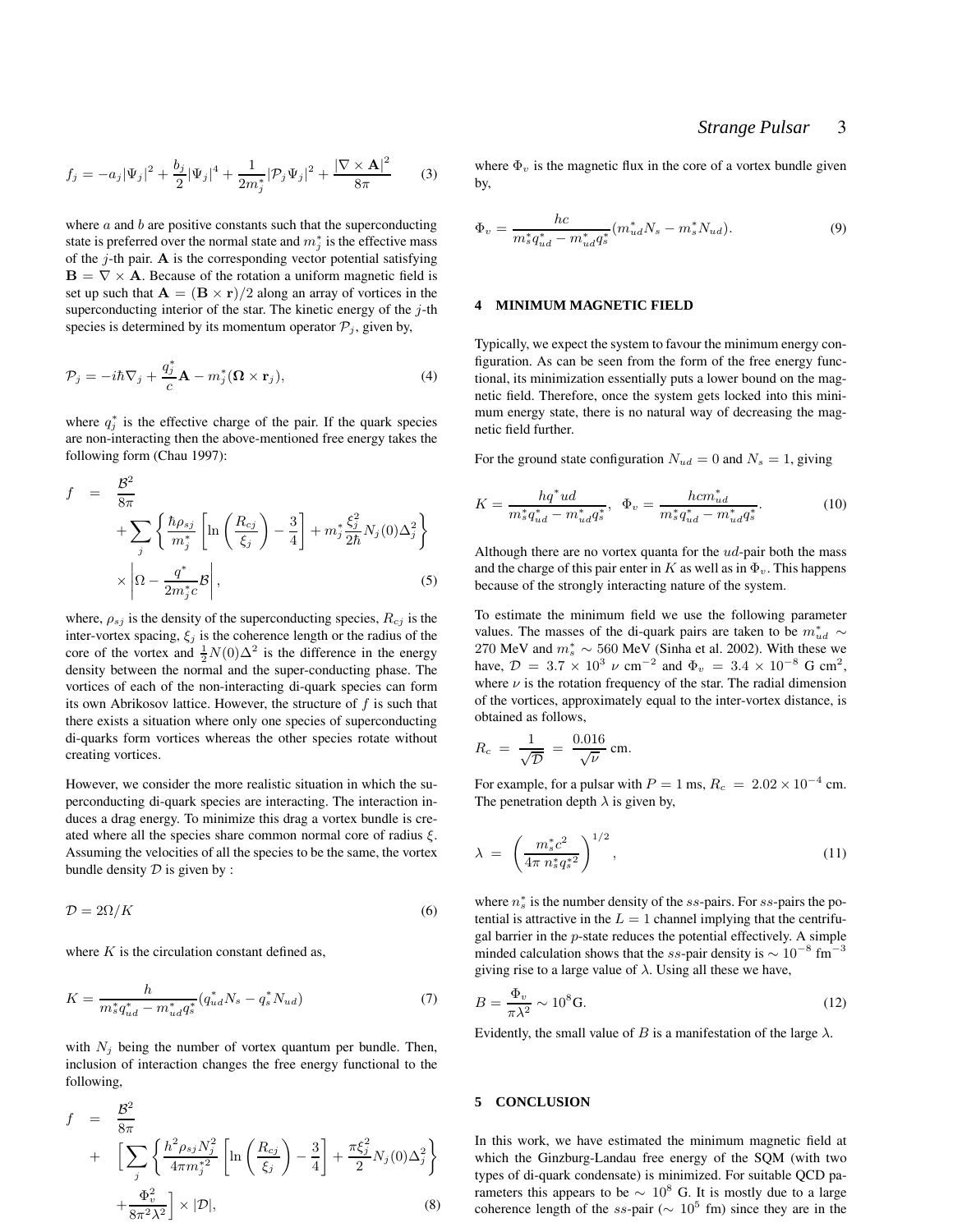$$f_j = -a_j|\Psi_j|^2 + \frac{b_j}{2}|\Psi_j|^4 + \frac{1}{2m_j^*}|\mathcal{P}_j\Psi_j|^2 + \frac{|\nabla\times\mathbf{A}|^2}{8\pi} \tag{3}$$

where $a$ and $b$ are positive constants such that the superconducting state is preferred over the normal state and $m_j^*$ is the effective mass of the $j$-th pair. $\mathbf{A}$ is the corresponding vector potential satisfying $\mathbf{B} = \nabla\times\mathbf{A}$. Because of the rotation a uniform magnetic field is set up such that $\mathbf{A} = (\mathbf{B}\times\mathbf{r})/2$ along an array of vortices in the superconducting interior of the star. The kinetic energy of the $j$-th species is determined by its momentum operator $\mathcal{P}_j$, given by,

$$\mathcal{P}_j = -i\hbar\nabla_j + \frac{q_j^*}{c}\mathbf{A} - m_j^*(\mathbf{\Omega}\times\mathbf{r}_j), \tag{4}$$

where $q_j^*$ is the effective charge of the pair. If the quark species are non-interacting then the above-mentioned free energy takes the following form (Chau 1997):

$$\begin{aligned} f &= \frac{\mathcal{B}^2}{8\pi} \\ &\quad + \sum_j \left\{ \frac{\hbar\rho_{sj}}{m_j^*}\left[\ln\left(\frac{R_{cj}}{\xi_j}\right) - \frac{3}{4}\right] + m_j^*\frac{\xi_j^2}{2\hbar}N_j(0)\Delta_j^2 \right\} \\ &\quad \times \left|\Omega - \frac{q^*}{2m_j^*c}\mathcal{B}\right|, \end{aligned} \tag{5}$$

where, $\rho_{sj}$ is the density of the superconducting species, $R_{cj}$ is the inter-vortex spacing, $\xi_j$ is the coherence length or the radius of the core of the vortex and $\frac{1}{2}N(0)\Delta^2$ is the difference in the energy density between the normal and the super-conducting phase. The vortices of each of the non-interacting di-quark species can form its own Abrikosov lattice. However, the structure of $f$ is such that there exists a situation where only one species of superconducting di-quarks form vortices whereas the other species rotate without creating vortices.

However, we consider the more realistic situation in which the superconducting di-quark species are interacting. The interaction induces a drag energy. To minimize this drag a vortex bundle is created where all the species share common normal core of radius $\xi$. Assuming the velocities of all the species to be the same, the vortex bundle density $\mathcal{D}$ is given by :

$$\mathcal{D} = 2\Omega/K \tag{6}$$

where $K$ is the circulation constant defined as,

$$K = \frac{h}{m_s^*q_{ud}^* - m_{ud}^*q_s^*}(q_{ud}^*N_s - q_s^*N_{ud}) \tag{7}$$

with $N_j$ being the number of vortex quantum per bundle. Then, inclusion of interaction changes the free energy functional to the following,

$$\begin{aligned} f &= \frac{\mathcal{B}^2}{8\pi} \\ &+ \left[\sum_j \left\{ \frac{h^2\rho_{sj}N_j^2}{4\pi m_j^{*2}}\left[\ln\left(\frac{R_{cj}}{\xi_j}\right) - \frac{3}{4}\right] + \frac{\pi\xi_j^2}{2}N_j(0)\Delta_j^2 \right\} \right. \\ &\left. + \frac{\Phi_v^2}{8\pi^2\lambda^2}\right] \times |\mathcal{D}|, \end{aligned} \tag{8}$$

where $\Phi_v$ is the magnetic flux in the core of a vortex bundle given by,

$$\Phi_v = \frac{hc}{m_s^*q_{ud}^* - m_{ud}^*q_s^*}(m_{ud}^*N_s - m_s^*N_{ud}). \tag{9}$$

## 4 MINIMUM MAGNETIC FIELD

Typically, we expect the system to favour the minimum energy configuration. As can be seen from the form of the free energy functional, its minimization essentially puts a lower bound on the magnetic field. Therefore, once the system gets locked into this minimum energy state, there is no natural way of decreasing the magnetic field further.

For the ground state configuration $N_{ud} = 0$ and $N_s = 1$, giving

$$K = \frac{hq^*ud}{m_s^*q_{ud}^* - m_{ud}^*q_s^*}, \quad \Phi_v = \frac{hcm_{ud}^*}{m_s^*q_{ud}^* - m_{ud}^*q_s^*}. \tag{10}$$

Although there are no vortex quanta for the $ud$-pair both the mass and the charge of this pair enter in $K$ as well as in $\Phi_v$. This happens because of the strongly interacting nature of the system.

To estimate the minimum field we use the following parameter values. The masses of the di-quark pairs are taken to be $m_{ud}^* \sim 270$ MeV and $m_s^* \sim 560$ MeV (Sinha et al. 2002). With these we have, $\mathcal{D} = 3.7\times10^3\ \nu\ \text{cm}^{-2}$ and $\Phi_v = 3.4\times10^{-8}$ G cm$^2$, where $\nu$ is the rotation frequency of the star. The radial dimension of the vortices, approximately equal to the inter-vortex distance, is obtained as follows,

$$R_c = \frac{1}{\sqrt{\mathcal{D}}} = \frac{0.016}{\sqrt{\nu}}\ \text{cm}.$$

For example, for a pulsar with $P = 1$ ms, $R_c = 2.02\times10^{-4}$ cm. The penetration depth $\lambda$ is given by,

$$\lambda = \left(\frac{m_s^*c^2}{4\pi\ n_s^*q_s^{*2}}\right)^{1/2}, \tag{11}$$

where $n_s^*$ is the number density of the $ss$-pairs. For $ss$-pairs the potential is attractive in the $L = 1$ channel implying that the centrifugal barrier in the $p$-state reduces the potential effectively. A simple minded calculation shows that the $ss$-pair density is $\sim 10^{-8}$ fm$^{-3}$ giving rise to a large value of $\lambda$. Using all these we have,

$$B = \frac{\Phi_v}{\pi\lambda^2} \sim 10^8\text{G}. \tag{12}$$

Evidently, the small value of $B$ is a manifestation of the large $\lambda$.

## 5 CONCLUSION

In this work, we have estimated the minimum magnetic field at which the Ginzburg-Landau free energy of the SQM (with two types of di-quark condensate) is minimized. For suitable QCD parameters this appears to be $\sim 10^8$ G. It is mostly due to a large coherence length of the $ss$-pair ($\sim 10^5$ fm) since they are in the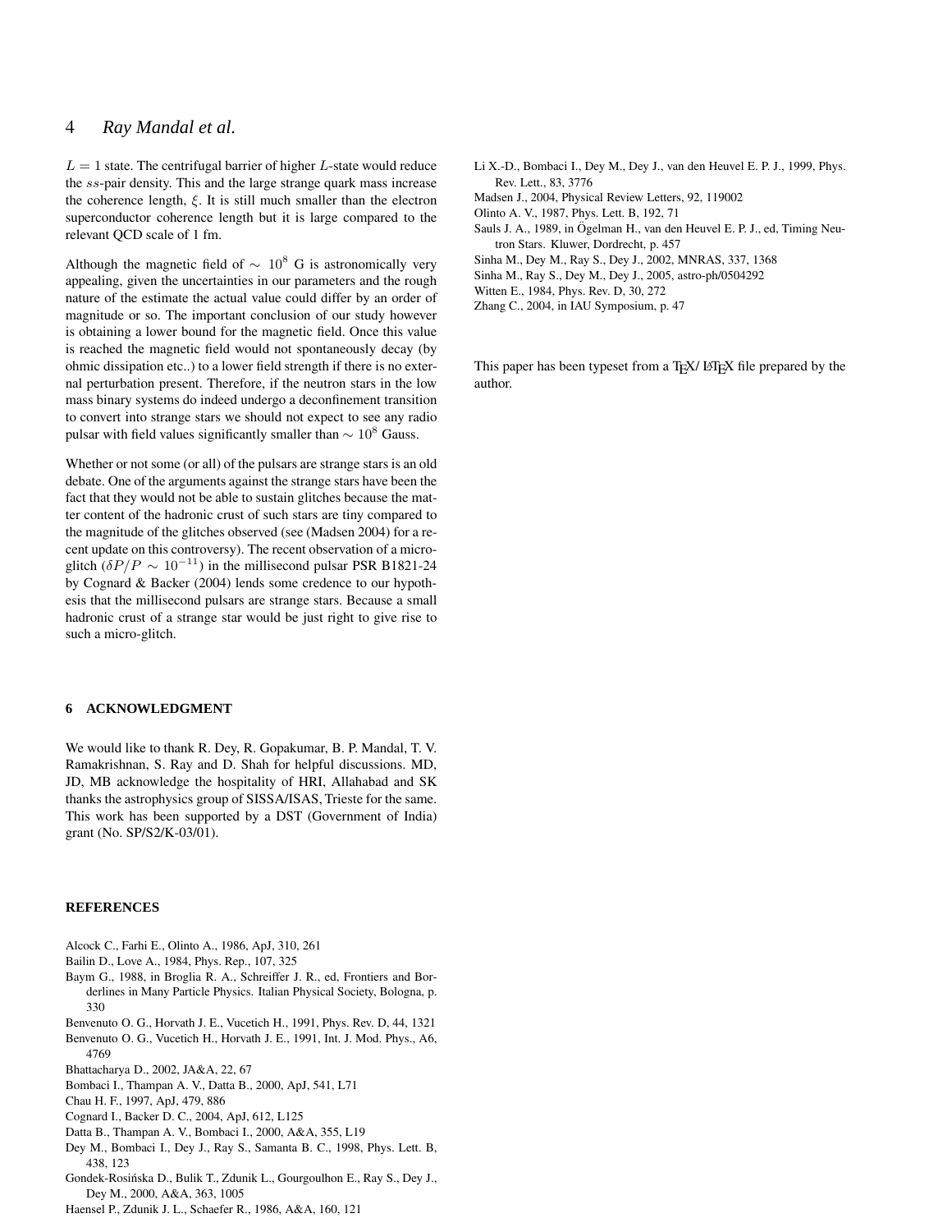$L = 1$ state. The centrifugal barrier of higher $L$-state would reduce the $ss$-pair density. This and the large strange quark mass increase the coherence length, $\xi$. It is still much smaller than the electron superconductor coherence length but it is large compared to the relevant QCD scale of 1 fm.

Although the magnetic field of $\sim 10^8$ G is astronomically very appealing, given the uncertainties in our parameters and the rough nature of the estimate the actual value could differ by an order of magnitude or so. The important conclusion of our study however is obtaining a lower bound for the magnetic field. Once this value is reached the magnetic field would not spontaneously decay (by ohmic dissipation etc..) to a lower field strength if there is no external perturbation present. Therefore, if the neutron stars in the low mass binary systems do indeed undergo a deconfinement transition to convert into strange stars we should not expect to see any radio pulsar with field values significantly smaller than $\sim 10^8$ Gauss.

Whether or not some (or all) of the pulsars are strange stars is an old debate. One of the arguments against the strange stars have been the fact that they would not be able to sustain glitches because the matter content of the hadronic crust of such stars are tiny compared to the magnitude of the glitches observed (see (Madsen 2004) for a recent update on this controversy). The recent observation of a micro-glitch ($\delta P/P \sim 10^{-11}$) in the millisecond pulsar PSR B1821-24 by Cognard & Backer (2004) lends some credence to our hypothesis that the millisecond pulsars are strange stars. Because a small hadronic crust of a strange star would be just right to give rise to such a micro-glitch.

## 6 ACKNOWLEDGMENT

We would like to thank R. Dey, R. Gopakumar, B. P. Mandal, T. V. Ramakrishnan, S. Ray and D. Shah for helpful discussions. MD, JD, MB acknowledge the hospitality of HRI, Allahabad and SK thanks the astrophysics group of SISSA/ISAS, Trieste for the same. This work has been supported by a DST (Government of India) grant (No. SP/S2/K-03/01).

## REFERENCES

Alcock C., Farhi E., Olinto A., 1986, ApJ, 310, 261

Bailin D., Love A., 1984, Phys. Rep., 107, 325

Baym G., 1988, in Broglia R. A., Schreiffer J. R., ed, Frontiers and Borderlines in Many Particle Physics. Italian Physical Society, Bologna, p. 330

Benvenuto O. G., Horvath J. E., Vucetich H., 1991, Phys. Rev. D, 44, 1321

Benvenuto O. G., Vucetich H., Horvath J. E., 1991, Int. J. Mod. Phys., A6, 4769

Bhattacharya D., 2002, JA&A, 22, 67

Bombaci I., Thampan A. V., Datta B., 2000, ApJ, 541, L71

Chau H. F., 1997, ApJ, 479, 886

Cognard I., Backer D. C., 2004, ApJ, 612, L125

Datta B., Thampan A. V., Bombaci I., 2000, A&A, 355, L19

Dey M., Bombaci I., Dey J., Ray S., Samanta B. C., 1998, Phys. Lett. B, 438, 123

Gondek-Rosińska D., Bulik T., Zdunik L., Gourgoulhon E., Ray S., Dey J., Dey M., 2000, A&A, 363, 1005

Haensel P., Zdunik J. L., Schaefer R., 1986, A&A, 160, 121

Li X.-D., Bombaci I., Dey M., Dey J., van den Heuvel E. P. J., 1999, Phys. Rev. Lett., 83, 3776

Madsen J., 2004, Physical Review Letters, 92, 119002

Olinto A. V., 1987, Phys. Lett. B, 192, 71

Sauls J. A., 1989, in Ögelman H., van den Heuvel E. P. J., ed, Timing Neutron Stars. Kluwer, Dordrecht, p. 457

Sinha M., Dey M., Ray S., Dey J., 2002, MNRAS, 337, 1368

Sinha M., Ray S., Dey M., Dey J., 2005, astro-ph/0504292

Witten E., 1984, Phys. Rev. D, 30, 272

Zhang C., 2004, in IAU Symposium, p. 47

This paper has been typeset from a TEX/ LATEX file prepared by the author.